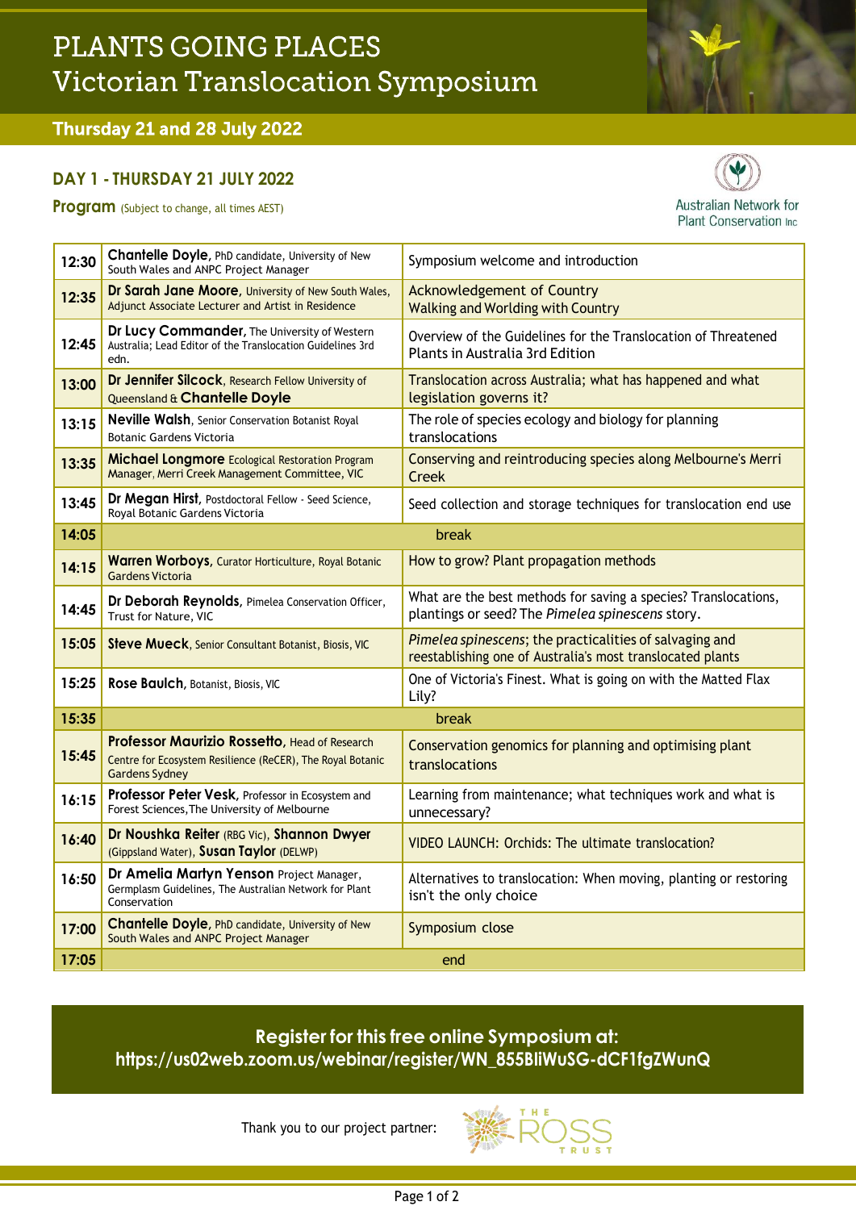# PLANTS GOING PLACES
# Victorian Translocation Symposium

**Thursday 21 and 28 July 2022**

## DAY 1 - THURSDAY 21 JULY 2022

**Program** (Subject to change, all times AEST)

Australian Network for Plant Conservation Inc

| Time | Speaker | Topic |
|---|---|---|
| 12:30 | **Chantelle Doyle**, PhD candidate, University of New South Wales and ANPC Project Manager | Symposium welcome and introduction |
| 12:35 | **Dr Sarah Jane Moore**, University of New South Wales, Adjunct Associate Lecturer and Artist in Residence | Acknowledgement of Country<br>Walking and Worlding with Country |
| 12:45 | **Dr Lucy Commander**, The University of Western Australia; Lead Editor of the Translocation Guidelines 3rd edn. | Overview of the Guidelines for the Translocation of Threatened Plants in Australia 3rd Edition |
| 13:00 | **Dr Jennifer Silcock**, Research Fellow University of Queensland & **Chantelle Doyle** | Translocation across Australia; what has happened and what legislation governs it? |
| 13:15 | **Neville Walsh**, Senior Conservation Botanist Royal Botanic Gardens Victoria | The role of species ecology and biology for planning translocations |
| 13:35 | **Michael Longmore** Ecological Restoration Program Manager, Merri Creek Management Committee, VIC | Conserving and reintroducing species along Melbourne's Merri Creek |
| 13:45 | **Dr Megan Hirst**, Postdoctoral Fellow - Seed Science, Royal Botanic Gardens Victoria | Seed collection and storage techniques for translocation end use |
| 14:05 | break | |
| 14:15 | **Warren Worboys**, Curator Horticulture, Royal Botanic Gardens Victoria | How to grow? Plant propagation methods |
| 14:45 | **Dr Deborah Reynolds**, Pimelea Conservation Officer, Trust for Nature, VIC | What are the best methods for saving a species? Translocations, plantings or seed? The *Pimelea spinescens* story. |
| 15:05 | **Steve Mueck**, Senior Consultant Botanist, Biosis, VIC | *Pimelea spinescens*; the practicalities of salvaging and reestablishing one of Australia's most translocated plants |
| 15:25 | **Rose Baulch**, Botanist, Biosis, VIC | One of Victoria's Finest. What is going on with the Matted Flax Lily? |
| 15:35 | break | |
| 15:45 | **Professor Maurizio Rossetto**, Head of Research Centre for Ecosystem Resilience (ReCER), The Royal Botanic Gardens Sydney | Conservation genomics for planning and optimising plant translocations |
| 16:15 | **Professor Peter Vesk**, Professor in Ecosystem and Forest Sciences, The University of Melbourne | Learning from maintenance; what techniques work and what is unnecessary? |
| 16:40 | **Dr Noushka Reiter** (RBG Vic), **Shannon Dwyer** (Gippsland Water), **Susan Taylor** (DELWP) | VIDEO LAUNCH: Orchids: The ultimate translocation? |
| 16:50 | **Dr Amelia Martyn Yenson** Project Manager, Germplasm Guidelines, The Australian Network for Plant Conservation | Alternatives to translocation: When moving, planting or restoring isn't the only choice |
| 17:00 | **Chantelle Doyle**, PhD candidate, University of New South Wales and ANPC Project Manager | Symposium close |
| 17:05 | end | |

**Register for this free online Symposium at:**
**https://us02web.zoom.us/webinar/register/WN_855BIiWuSG-dCF1fgZWunQ**

Thank you to our project partner: THE ROSS TRUST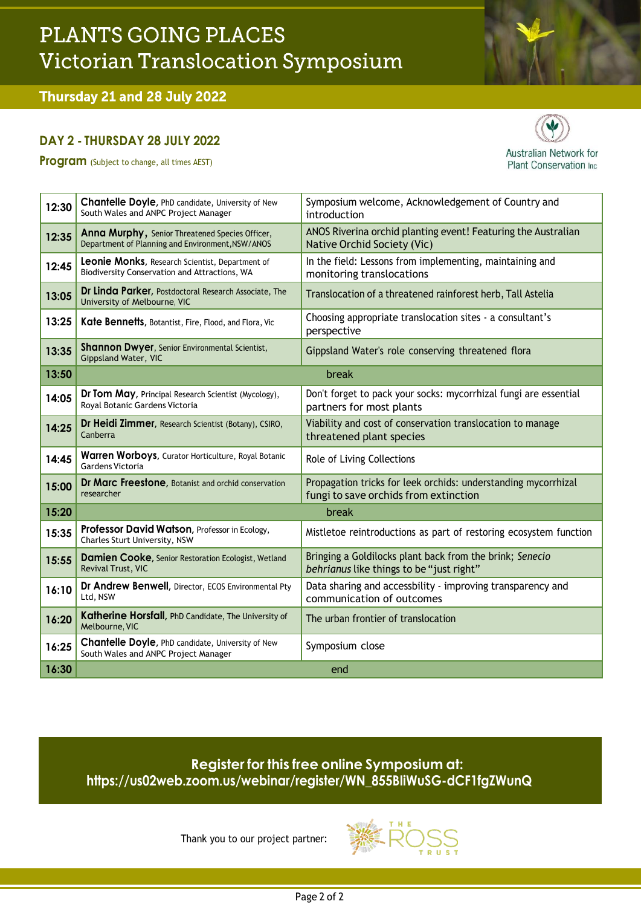# PLANTS GOING PLACES
# Victorian Translocation Symposium

**Thursday 21 and 28 July 2022**

Australian Network for Plant Conservation Inc

## DAY 2 - THURSDAY 28 JULY 2022

**Program** (Subject to change, all times AEST)

| | | |
|---|---|---|
| **12:30** | **Chantelle Doyle**, PhD candidate, University of New South Wales and ANPC Project Manager | Symposium welcome, Acknowledgement of Country and introduction |
| **12:35** | **Anna Murphy**, Senior Threatened Species Officer, Department of Planning and Environment,NSW/ANOS | ANOS Riverina orchid planting event! Featuring the Australian Native Orchid Society (Vic) |
| **12:45** | **Leonie Monks**, Research Scientist, Department of Biodiversity Conservation and Attractions, WA | In the field: Lessons from implementing, maintaining and monitoring translocations |
| **13:05** | **Dr Linda Parker**, Postdoctoral Research Associate, The University of Melbourne, VIC | Translocation of a threatened rainforest herb, Tall Astelia |
| **13:25** | **Kate Bennetts**, Botantist, Fire, Flood, and Flora, Vic | Choosing appropriate translocation sites - a consultant's perspective |
| **13:35** | **Shannon Dwyer**, Senior Environmental Scientist, Gippsland Water, VIC | Gippsland Water's role conserving threatened flora |
| **13:50** | break | |
| **14:05** | **Dr Tom May**, Principal Research Scientist (Mycology), Royal Botanic Gardens Victoria | Don't forget to pack your socks: mycorrhizal fungi are essential partners for most plants |
| **14:25** | **Dr Heidi Zimmer**, Research Scientist (Botany), CSIRO, Canberra | Viability and cost of conservation translocation to manage threatened plant species |
| **14:45** | **Warren Worboys**, Curator Horticulture, Royal Botanic Gardens Victoria | Role of Living Collections |
| **15:00** | **Dr Marc Freestone**, Botanist and orchid conservation researcher | Propagation tricks for leek orchids: understanding mycorrhizal fungi to save orchids from extinction |
| **15:20** | break | |
| **15:35** | **Professor David Watson**, Professor in Ecology, Charles Sturt University, NSW | Mistletoe reintroductions as part of restoring ecosystem function |
| **15:55** | **Damien Cooke**, Senior Restoration Ecologist, Wetland Revival Trust, VIC | Bringing a Goldilocks plant back from the brink; *Senecio behrianus* like things to be "just right" |
| **16:10** | **Dr Andrew Benwell**, Director, ECOS Environmental Pty Ltd, NSW | Data sharing and accessbility - improving transparency and communication of outcomes |
| **16:20** | **Katherine Horsfall**, PhD Candidate, The University of Melbourne, VIC | The urban frontier of translocation |
| **16:25** | **Chantelle Doyle**, PhD candidate, University of New South Wales and ANPC Project Manager | Symposium close |
| **16:30** | end | |

**Register for this free online Symposium at:**
**https://us02web.zoom.us/webinar/register/WN_855BliWuSG-dCF1fgZWunQ**

Thank you to our project partner: THE ROSS TRUST